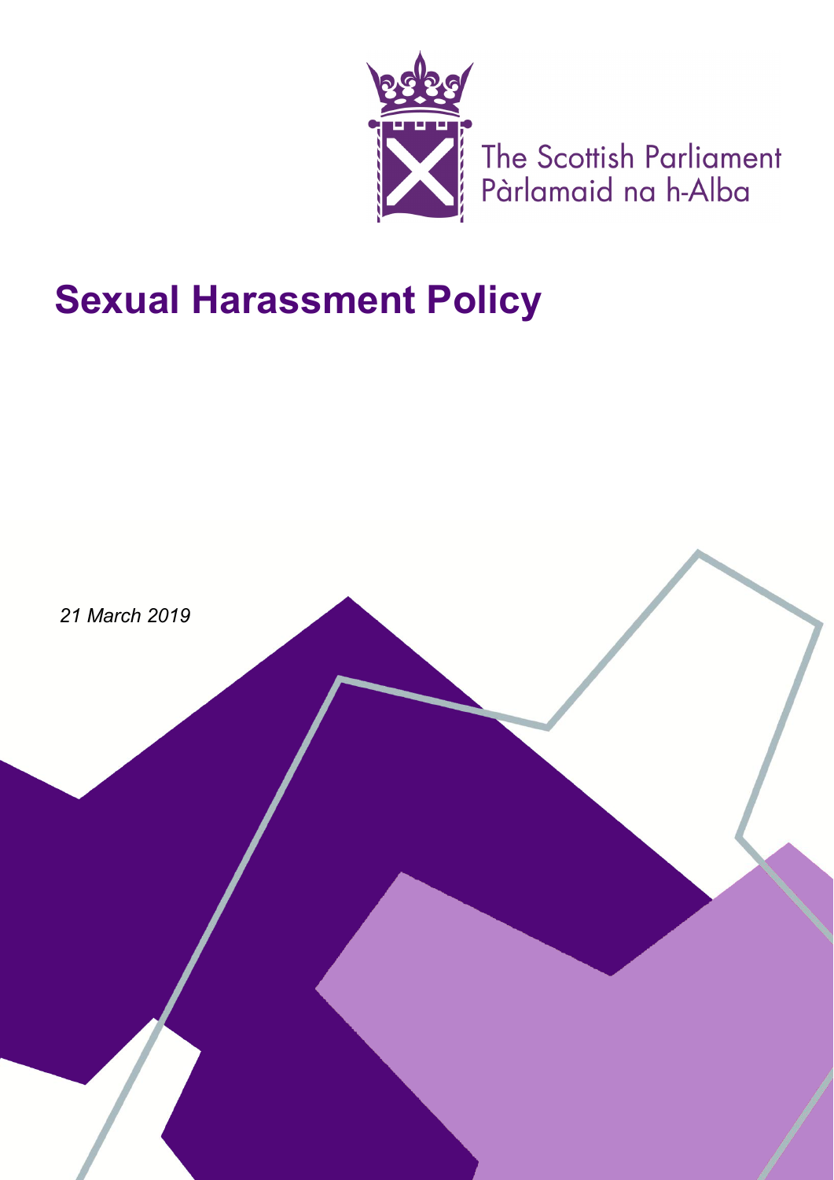The Scottish Parliament
Pàrlamaid na h-Alba

# Sexual Harassment Policy

*21 March 2019*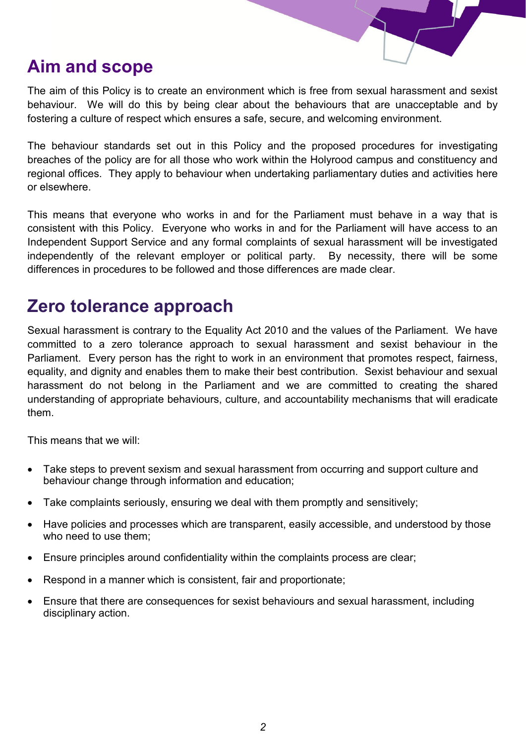## Aim and scope

The aim of this Policy is to create an environment which is free from sexual harassment and sexist behaviour. We will do this by being clear about the behaviours that are unacceptable and by fostering a culture of respect which ensures a safe, secure, and welcoming environment.

The behaviour standards set out in this Policy and the proposed procedures for investigating breaches of the policy are for all those who work within the Holyrood campus and constituency and regional offices. They apply to behaviour when undertaking parliamentary duties and activities here or elsewhere.

This means that everyone who works in and for the Parliament must behave in a way that is consistent with this Policy. Everyone who works in and for the Parliament will have access to an Independent Support Service and any formal complaints of sexual harassment will be investigated independently of the relevant employer or political party. By necessity, there will be some differences in procedures to be followed and those differences are made clear.

## Zero tolerance approach

Sexual harassment is contrary to the Equality Act 2010 and the values of the Parliament. We have committed to a zero tolerance approach to sexual harassment and sexist behaviour in the Parliament. Every person has the right to work in an environment that promotes respect, fairness, equality, and dignity and enables them to make their best contribution. Sexist behaviour and sexual harassment do not belong in the Parliament and we are committed to creating the shared understanding of appropriate behaviours, culture, and accountability mechanisms that will eradicate them.

This means that we will:

- Take steps to prevent sexism and sexual harassment from occurring and support culture and behaviour change through information and education;
- Take complaints seriously, ensuring we deal with them promptly and sensitively;
- Have policies and processes which are transparent, easily accessible, and understood by those who need to use them;
- Ensure principles around confidentiality within the complaints process are clear;
- Respond in a manner which is consistent, fair and proportionate;
- Ensure that there are consequences for sexist behaviours and sexual harassment, including disciplinary action.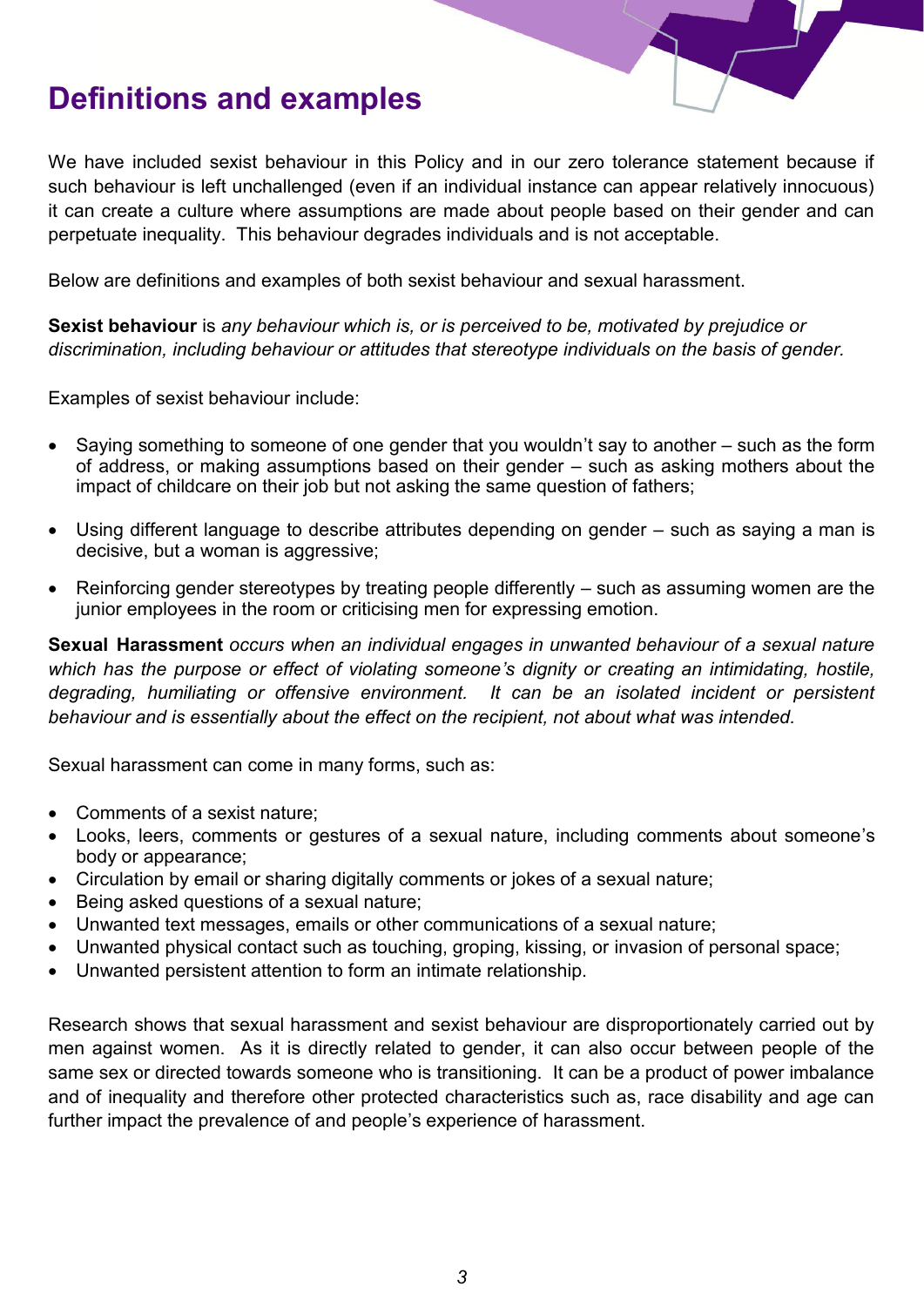## Definitions and examples

We have included sexist behaviour in this Policy and in our zero tolerance statement because if such behaviour is left unchallenged (even if an individual instance can appear relatively innocuous) it can create a culture where assumptions are made about people based on their gender and can perpetuate inequality. This behaviour degrades individuals and is not acceptable.

Below are definitions and examples of both sexist behaviour and sexual harassment.

**Sexist behaviour** is *any behaviour which is, or is perceived to be, motivated by prejudice or discrimination, including behaviour or attitudes that stereotype individuals on the basis of gender.*

Examples of sexist behaviour include:

- Saying something to someone of one gender that you wouldn't say to another – such as the form of address, or making assumptions based on their gender – such as asking mothers about the impact of childcare on their job but not asking the same question of fathers;

- Using different language to describe attributes depending on gender – such as saying a man is decisive, but a woman is aggressive;

- Reinforcing gender stereotypes by treating people differently – such as assuming women are the junior employees in the room or criticising men for expressing emotion.

**Sexual Harassment** *occurs when an individual engages in unwanted behaviour of a sexual nature which has the purpose or effect of violating someone's dignity or creating an intimidating, hostile, degrading, humiliating or offensive environment. It can be an isolated incident or persistent behaviour and is essentially about the effect on the recipient, not about what was intended.*

Sexual harassment can come in many forms, such as:

- Comments of a sexist nature;
- Looks, leers, comments or gestures of a sexual nature, including comments about someone's body or appearance;
- Circulation by email or sharing digitally comments or jokes of a sexual nature;
- Being asked questions of a sexual nature;
- Unwanted text messages, emails or other communications of a sexual nature;
- Unwanted physical contact such as touching, groping, kissing, or invasion of personal space;
- Unwanted persistent attention to form an intimate relationship.

Research shows that sexual harassment and sexist behaviour are disproportionately carried out by men against women. As it is directly related to gender, it can also occur between people of the same sex or directed towards someone who is transitioning. It can be a product of power imbalance and of inequality and therefore other protected characteristics such as, race disability and age can further impact the prevalence of and people's experience of harassment.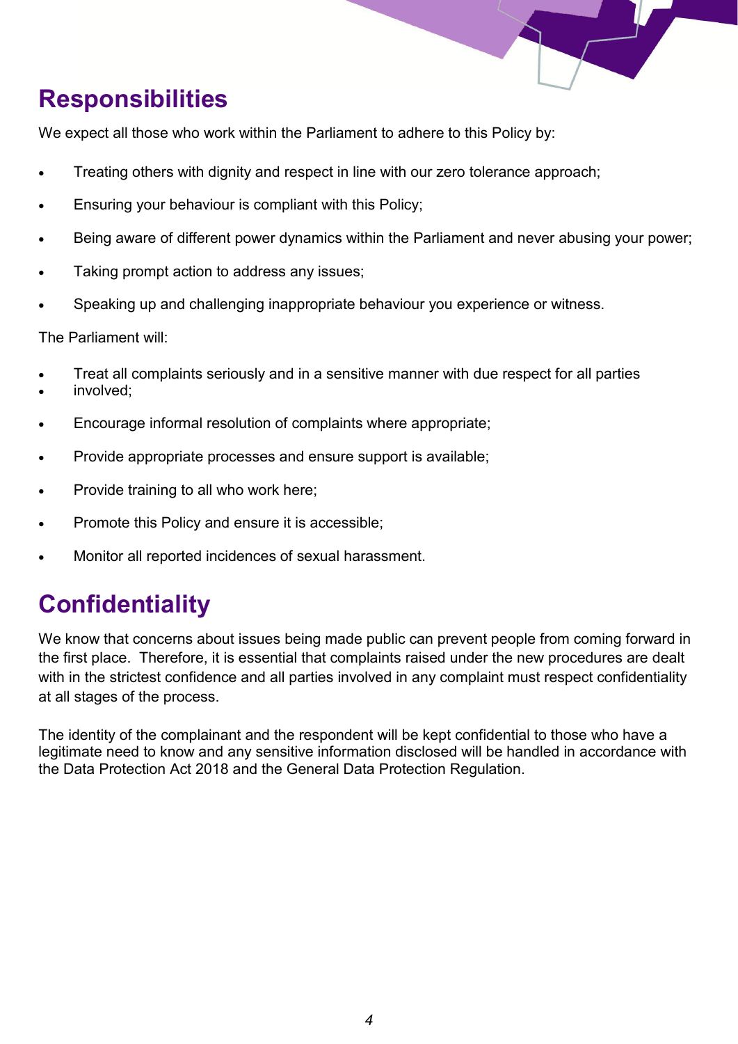## Responsibilities

We expect all those who work within the Parliament to adhere to this Policy by:

- Treating others with dignity and respect in line with our zero tolerance approach;
- Ensuring your behaviour is compliant with this Policy;
- Being aware of different power dynamics within the Parliament and never abusing your power;
- Taking prompt action to address any issues;
- Speaking up and challenging inappropriate behaviour you experience or witness.

The Parliament will:

- Treat all complaints seriously and in a sensitive manner with due respect for all parties involved;
- Encourage informal resolution of complaints where appropriate;
- Provide appropriate processes and ensure support is available;
- Provide training to all who work here;
- Promote this Policy and ensure it is accessible;
- Monitor all reported incidences of sexual harassment.

## Confidentiality

We know that concerns about issues being made public can prevent people from coming forward in the first place. Therefore, it is essential that complaints raised under the new procedures are dealt with in the strictest confidence and all parties involved in any complaint must respect confidentiality at all stages of the process.

The identity of the complainant and the respondent will be kept confidential to those who have a legitimate need to know and any sensitive information disclosed will be handled in accordance with the Data Protection Act 2018 and the General Data Protection Regulation.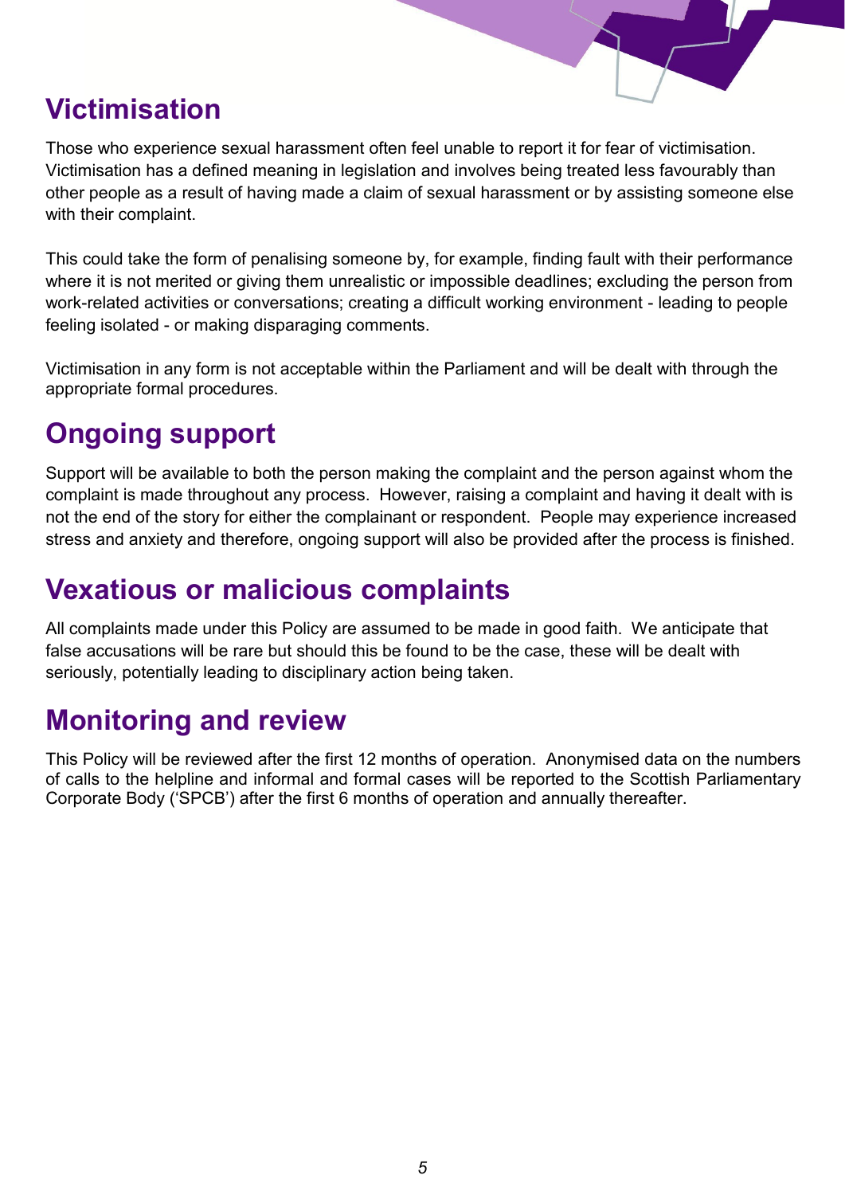## Victimisation

Those who experience sexual harassment often feel unable to report it for fear of victimisation. Victimisation has a defined meaning in legislation and involves being treated less favourably than other people as a result of having made a claim of sexual harassment or by assisting someone else with their complaint.

This could take the form of penalising someone by, for example, finding fault with their performance where it is not merited or giving them unrealistic or impossible deadlines; excluding the person from work-related activities or conversations; creating a difficult working environment - leading to people feeling isolated - or making disparaging comments.

Victimisation in any form is not acceptable within the Parliament and will be dealt with through the appropriate formal procedures.

## Ongoing support

Support will be available to both the person making the complaint and the person against whom the complaint is made throughout any process. However, raising a complaint and having it dealt with is not the end of the story for either the complainant or respondent. People may experience increased stress and anxiety and therefore, ongoing support will also be provided after the process is finished.

## Vexatious or malicious complaints

All complaints made under this Policy are assumed to be made in good faith. We anticipate that false accusations will be rare but should this be found to be the case, these will be dealt with seriously, potentially leading to disciplinary action being taken.

## Monitoring and review

This Policy will be reviewed after the first 12 months of operation. Anonymised data on the numbers of calls to the helpline and informal and formal cases will be reported to the Scottish Parliamentary Corporate Body ('SPCB') after the first 6 months of operation and annually thereafter.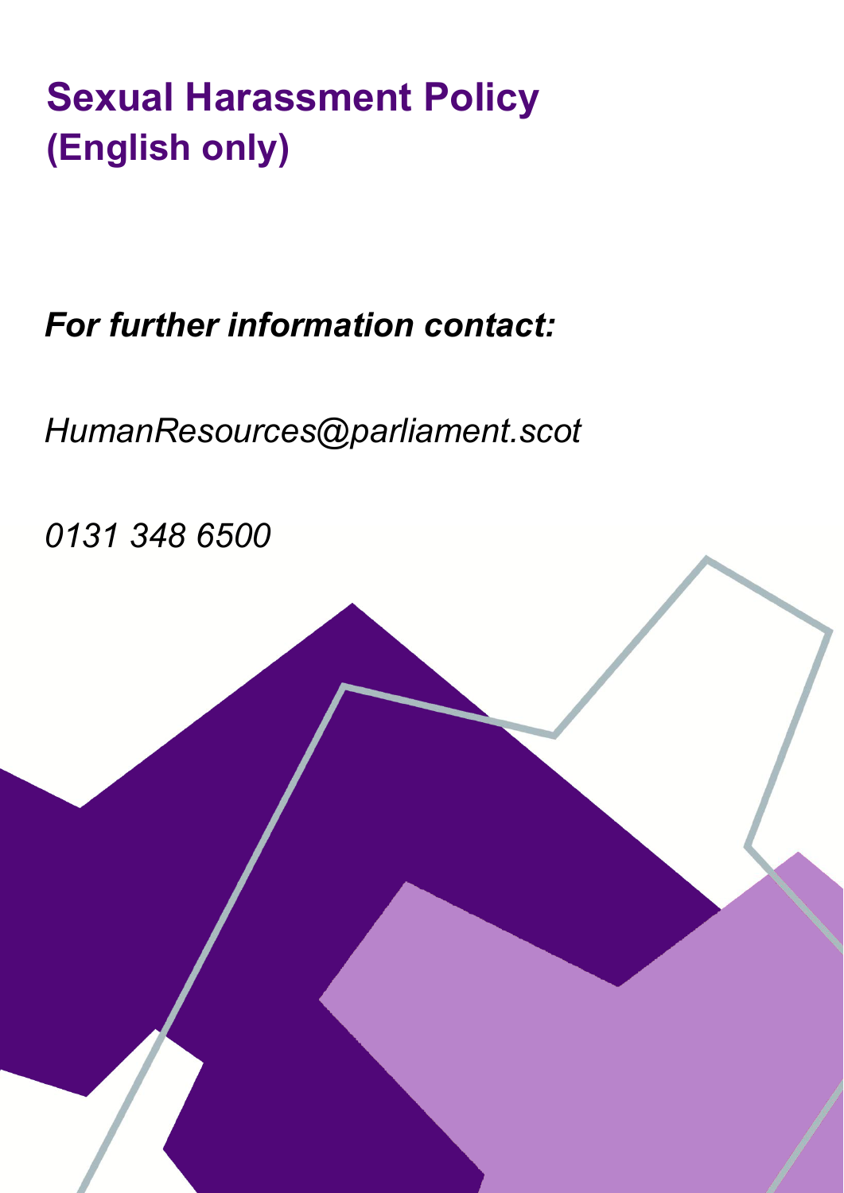# Sexual Harassment Policy (English only)

***For further information contact:***

*HumanResources@parliament.scot*

*0131 348 6500*